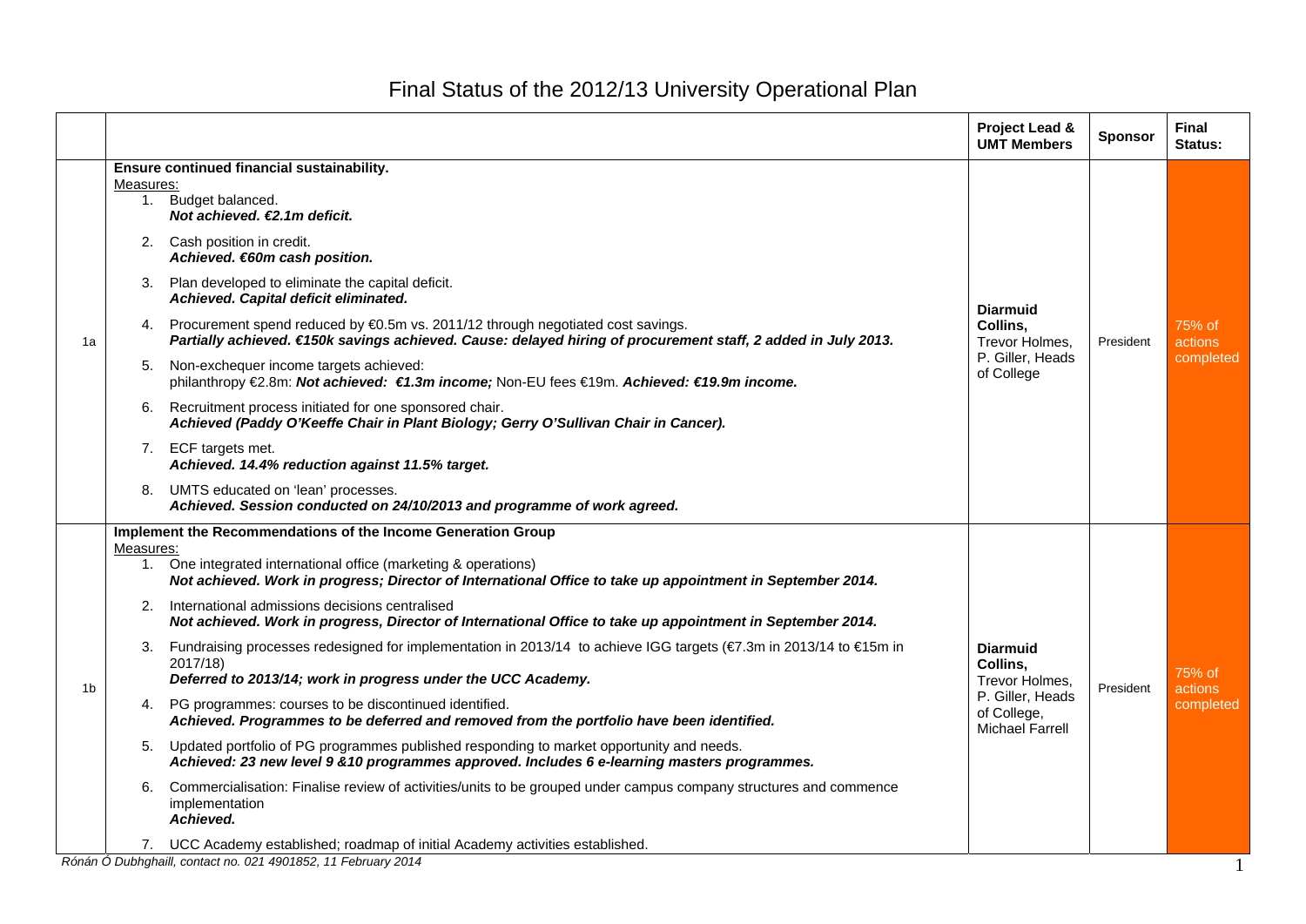# Final Status of the 2012/13 University Operational Plan

| | | Project Lead & UMT Members | Sponsor | Final Status: |
|---|---|---|---|---|
| 1a | **Ensure continued financial sustainability.**<br>Measures:<br>1. Budget balanced.<br>***Not achieved. €2.1m deficit.***<br>2. Cash position in credit.<br>***Achieved. €60m cash position.***<br>3. Plan developed to eliminate the capital deficit.<br>***Achieved. Capital deficit eliminated.***<br>4. Procurement spend reduced by €0.5m vs. 2011/12 through negotiated cost savings.<br>***Partially achieved. €150k savings achieved. Cause: delayed hiring of procurement staff, 2 added in July 2013.***<br>5. Non-exchequer income targets achieved:<br>philanthropy €2.8m: ***Not achieved: €1.3m income;*** Non-EU fees €19m. ***Achieved: €19.9m income.***<br>6. Recruitment process initiated for one sponsored chair.<br>***Achieved (Paddy O'Keeffe Chair in Plant Biology; Gerry O'Sullivan Chair in Cancer).***<br>7. ECF targets met.<br>***Achieved. 14.4% reduction against 11.5% target.***<br>8. UMTS educated on 'lean' processes.<br>***Achieved. Session conducted on 24/10/2013 and programme of work agreed.*** | **Diarmuid Collins,** Trevor Holmes, P. Giller, Heads of College | President | 75% of actions completed |
| 1b | **Implement the Recommendations of the Income Generation Group**<br>Measures:<br>1. One integrated international office (marketing & operations)<br>***Not achieved. Work in progress; Director of International Office to take up appointment in September 2014.***<br>2. International admissions decisions centralised<br>***Not achieved. Work in progress, Director of International Office to take up appointment in September 2014.***<br>3. Fundraising processes redesigned for implementation in 2013/14 to achieve IGG targets (€7.3m in 2013/14 to €15m in 2017/18)<br>***Deferred to 2013/14; work in progress under the UCC Academy.***<br>4. PG programmes: courses to be discontinued identified.<br>***Achieved. Programmes to be deferred and removed from the portfolio have been identified.***<br>5. Updated portfolio of PG programmes published responding to market opportunity and needs.<br>***Achieved: 23 new level 9 &10 programmes approved. Includes 6 e-learning masters programmes.***<br>6. Commercialisation: Finalise review of activities/units to be grouped under campus company structures and commence implementation<br>***Achieved.***<br>7. UCC Academy established; roadmap of initial Academy activities established. | **Diarmuid Collins,** Trevor Holmes, P. Giller, Heads of College, Michael Farrell | President | 75% of actions completed |

*Rónán Ó Dubhghaill, contact no. 021 4901852, 11 February 2014*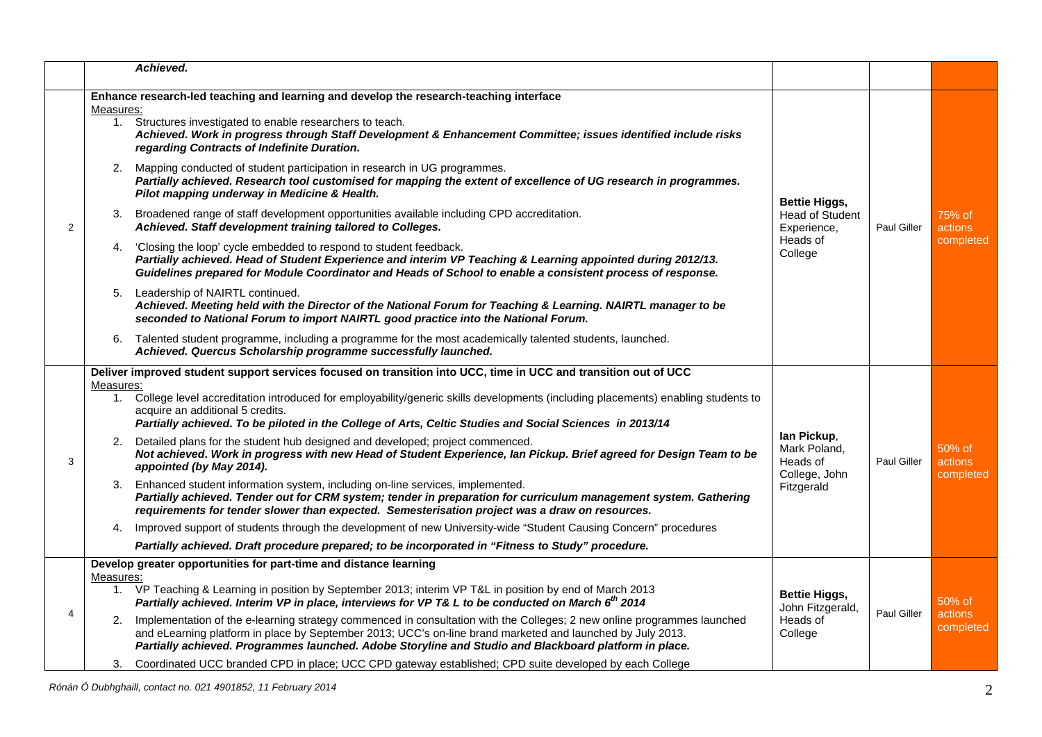| | | | | |
|---|---|---|---|---|
| | ***Achieved.*** | | | |
| 2 | **Enhance research-led teaching and learning and develop the research-teaching interface**<br>Measures:<br>1. Structures investigated to enable researchers to teach.<br>***Achieved. Work in progress through Staff Development & Enhancement Committee; issues identified include risks regarding Contracts of Indefinite Duration.***<br>2. Mapping conducted of student participation in research in UG programmes.<br>***Partially achieved. Research tool customised for mapping the extent of excellence of UG research in programmes. Pilot mapping underway in Medicine & Health.***<br>3. Broadened range of staff development opportunities available including CPD accreditation.<br>***Achieved. Staff development training tailored to Colleges.***<br>4. 'Closing the loop' cycle embedded to respond to student feedback.<br>***Partially achieved. Head of Student Experience and interim VP Teaching & Learning appointed during 2012/13. Guidelines prepared for Module Coordinator and Heads of School to enable a consistent process of response.***<br>5. Leadership of NAIRTL continued.<br>***Achieved. Meeting held with the Director of the National Forum for Teaching & Learning. NAIRTL manager to be seconded to National Forum to import NAIRTL good practice into the National Forum.***<br>6. Talented student programme, including a programme for the most academically talented students, launched.<br>***Achieved. Quercus Scholarship programme successfully launched.*** | **Bettie Higgs,** Head of Student Experience, Heads of College | Paul Giller | 75% of actions completed |
| 3 | **Deliver improved student support services focused on transition into UCC, time in UCC and transition out of UCC**<br>Measures:<br>1. College level accreditation introduced for employability/generic skills developments (including placements) enabling students to acquire an additional 5 credits.<br>***Partially achieved. To be piloted in the College of Arts, Celtic Studies and Social Sciences in 2013/14***<br>2. Detailed plans for the student hub designed and developed; project commenced.<br>***Not achieved. Work in progress with new Head of Student Experience, Ian Pickup. Brief agreed for Design Team to be appointed (by May 2014).***<br>3. Enhanced student information system, including on-line services, implemented.<br>***Partially achieved. Tender out for CRM system; tender in preparation for curriculum management system. Gathering requirements for tender slower than expected. Semesterisation project was a draw on resources.***<br>4. Improved support of students through the development of new University-wide "Student Causing Concern" procedures<br>***Partially achieved. Draft procedure prepared; to be incorporated in "Fitness to Study" procedure.*** | **Ian Pickup**, Mark Poland, Heads of College, John Fitzgerald | Paul Giller | 50% of actions completed |
| 4 | **Develop greater opportunities for part-time and distance learning**<br>Measures:<br>1. VP Teaching & Learning in position by September 2013; interim VP T&L in position by end of March 2013<br>***Partially achieved. Interim VP in place, interviews for VP T& L to be conducted on March 6th 2014***<br>2. Implementation of the e-learning strategy commenced in consultation with the Colleges; 2 new online programmes launched and eLearning platform in place by September 2013; UCC's on-line brand marketed and launched by July 2013.<br>***Partially achieved. Programmes launched. Adobe Storyline and Studio and Blackboard platform in place.***<br>3. Coordinated UCC branded CPD in place; UCC CPD gateway established; CPD suite developed by each College | **Bettie Higgs,** John Fitzgerald, Heads of College | Paul Giller | 50% of actions completed |

*Rónán Ó Dubhghaill, contact no. 021 4901852, 11 February 2014*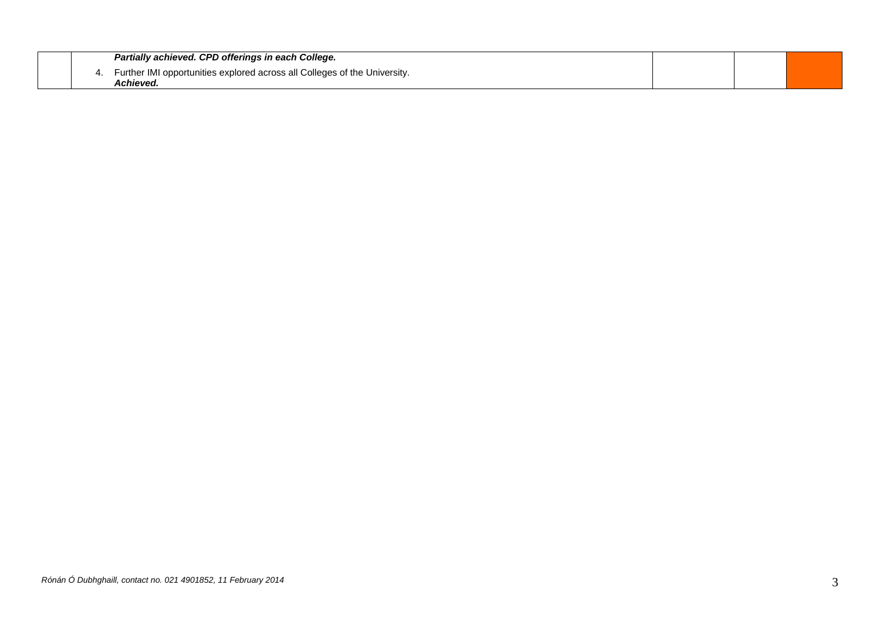| | | | | |
|---|---|---|---|---|
| | ***Partially achieved. CPD offerings in each College.*** <br> 4. Further IMI opportunities explored across all Colleges of the University. <br> ***Achieved.*** | | | |

*Rónán Ó Dubhghaill, contact no. 021 4901852, 11 February 2014*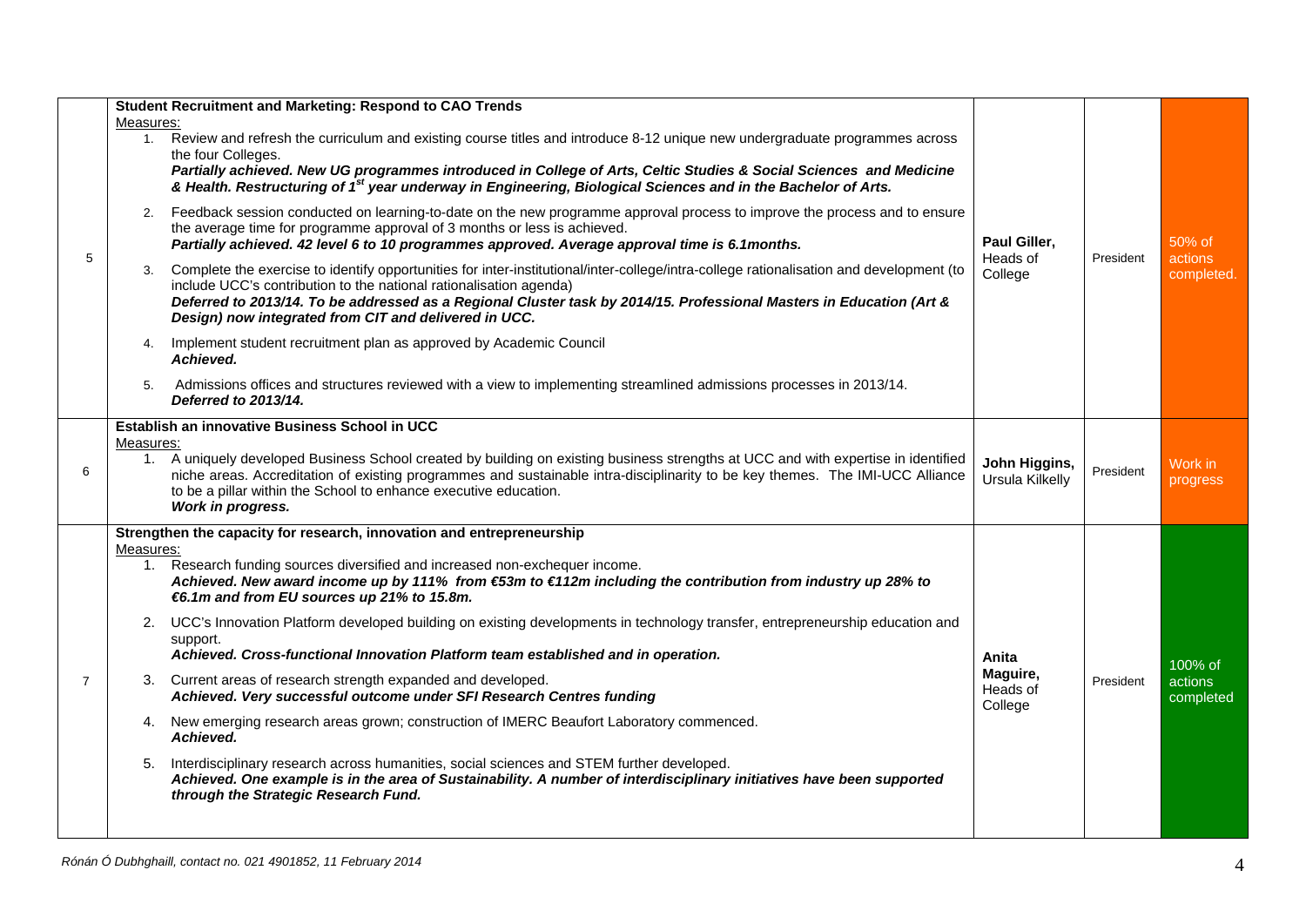| | | | | |
|---|---|---|---|---|
| 5 | **Student Recruitment and Marketing: Respond to CAO Trends**<br>Measures:<br>1. Review and refresh the curriculum and existing course titles and introduce 8-12 unique new undergraduate programmes across the four Colleges.<br>***Partially achieved. New UG programmes introduced in College of Arts, Celtic Studies & Social Sciences and Medicine & Health. Restructuring of 1st year underway in Engineering, Biological Sciences and in the Bachelor of Arts.***<br>2. Feedback session conducted on learning-to-date on the new programme approval process to improve the process and to ensure the average time for programme approval of 3 months or less is achieved.<br>***Partially achieved. 42 level 6 to 10 programmes approved. Average approval time is 6.1months.***<br>3. Complete the exercise to identify opportunities for inter-institutional/inter-college/intra-college rationalisation and development (to include UCC's contribution to the national rationalisation agenda)<br>***Deferred to 2013/14. To be addressed as a Regional Cluster task by 2014/15. Professional Masters in Education (Art & Design) now integrated from CIT and delivered in UCC.***<br>4. Implement student recruitment plan as approved by Academic Council<br>***Achieved.***<br>5. Admissions offices and structures reviewed with a view to implementing streamlined admissions processes in 2013/14.<br>***Deferred to 2013/14.*** | **Paul Giller,** Heads of College | President | 50% of actions completed. |
| 6 | **Establish an innovative Business School in UCC**<br>Measures:<br>1. A uniquely developed Business School created by building on existing business strengths at UCC and with expertise in identified niche areas. Accreditation of existing programmes and sustainable intra-disciplinarity to be key themes. The IMI-UCC Alliance to be a pillar within the School to enhance executive education.<br>***Work in progress.*** | **John Higgins,** Ursula Kilkelly | President | Work in progress |
| 7 | **Strengthen the capacity for research, innovation and entrepreneurship**<br>Measures:<br>1. Research funding sources diversified and increased non-exchequer income.<br>***Achieved. New award income up by 111% from €53m to €112m including the contribution from industry up 28% to €6.1m and from EU sources up 21% to 15.8m.***<br>2. UCC's Innovation Platform developed building on existing developments in technology transfer, entrepreneurship education and support.<br>***Achieved. Cross-functional Innovation Platform team established and in operation.***<br>3. Current areas of research strength expanded and developed.<br>***Achieved. Very successful outcome under SFI Research Centres funding***<br>4. New emerging research areas grown; construction of IMERC Beaufort Laboratory commenced.<br>***Achieved.***<br>5. Interdisciplinary research across humanities, social sciences and STEM further developed.<br>***Achieved. One example is in the area of Sustainability. A number of interdisciplinary initiatives have been supported through the Strategic Research Fund.*** | **Anita Maguire,** Heads of College | President | 100% of actions completed |

*Rónán Ó Dubhghaill, contact no. 021 4901852, 11 February 2014*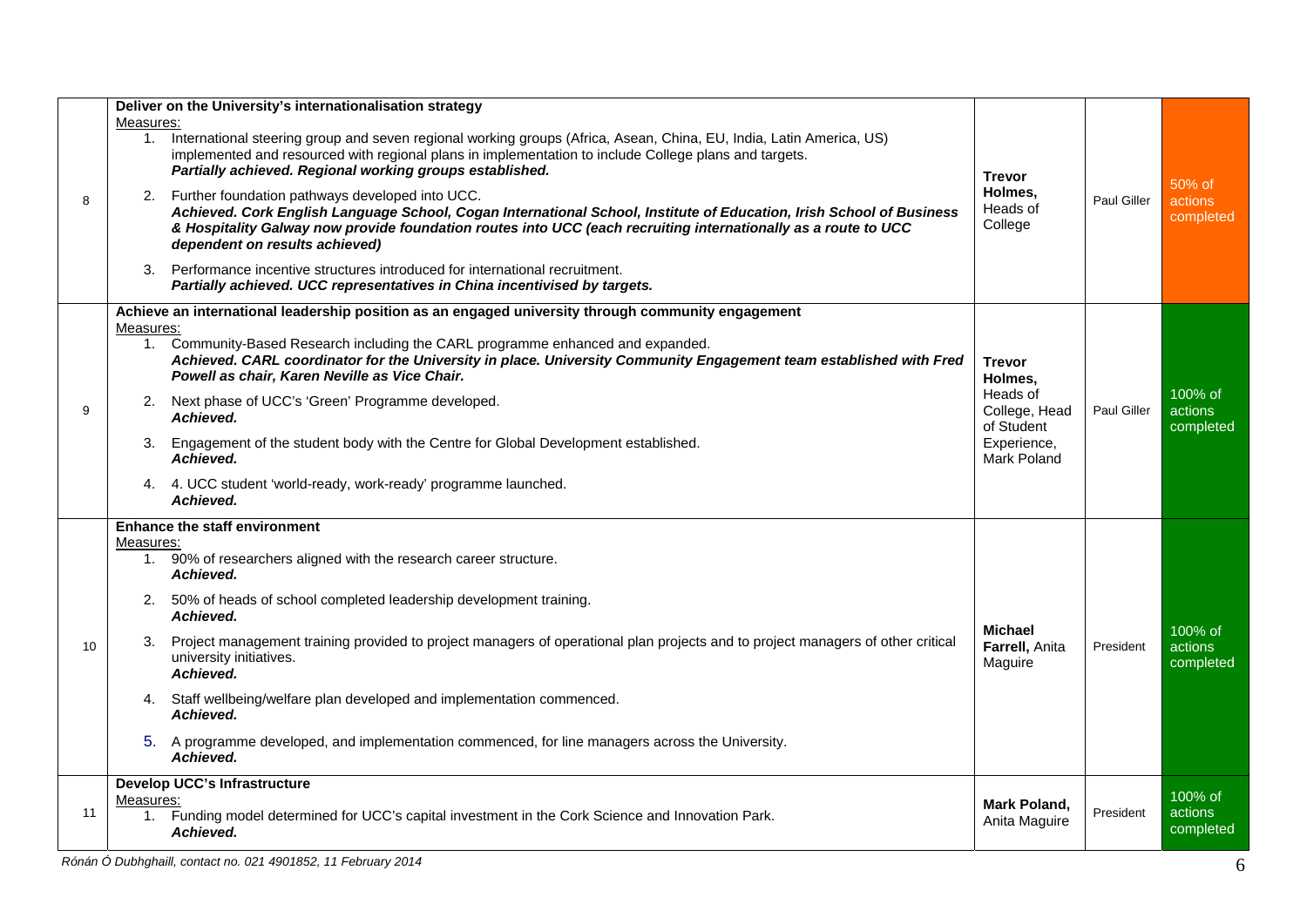| | | | | |
|---|---|---|---|---|
| 8 | **Deliver on the University's internationalisation strategy**<br>Measures:<br>1. International steering group and seven regional working groups (Africa, Asean, China, EU, India, Latin America, US) implemented and resourced with regional plans in implementation to include College plans and targets.<br>***Partially achieved. Regional working groups established.***<br>2. Further foundation pathways developed into UCC.<br>***Achieved. Cork English Language School, Cogan International School, Institute of Education, Irish School of Business & Hospitality Galway now provide foundation routes into UCC (each recruiting internationally as a route to UCC dependent on results achieved)***<br>3. Performance incentive structures introduced for international recruitment.<br>***Partially achieved. UCC representatives in China incentivised by targets.*** | **Trevor Holmes,** Heads of College | Paul Giller | 50% of actions completed |
| 9 | **Achieve an international leadership position as an engaged university through community engagement**<br>Measures:<br>1. Community-Based Research including the CARL programme enhanced and expanded.<br>***Achieved. CARL coordinator for the University in place. University Community Engagement team established with Fred Powell as chair, Karen Neville as Vice Chair.***<br>2. Next phase of UCC's 'Green' Programme developed.<br>***Achieved.***<br>3. Engagement of the student body with the Centre for Global Development established.<br>***Achieved.***<br>4. 4. UCC student 'world-ready, work-ready' programme launched.<br>***Achieved.*** | **Trevor Holmes,** Heads of College, Head of Student Experience, Mark Poland | Paul Giller | 100% of actions completed |
| 10 | **Enhance the staff environment**<br>Measures:<br>1. 90% of researchers aligned with the research career structure.<br>***Achieved.***<br>2. 50% of heads of school completed leadership development training.<br>***Achieved.***<br>3. Project management training provided to project managers of operational plan projects and to project managers of other critical university initiatives.<br>***Achieved.***<br>4. Staff wellbeing/welfare plan developed and implementation commenced.<br>***Achieved.***<br>5. A programme developed, and implementation commenced, for line managers across the University.<br>***Achieved.*** | **Michael Farrell,** Anita Maguire | President | 100% of actions completed |
| 11 | **Develop UCC's Infrastructure**<br>Measures:<br>1. Funding model determined for UCC's capital investment in the Cork Science and Innovation Park.<br>***Achieved.*** | **Mark Poland,** Anita Maguire | President | 100% of actions completed |

*Rónán Ó Dubhghaill, contact no. 021 4901852, 11 February 2014*